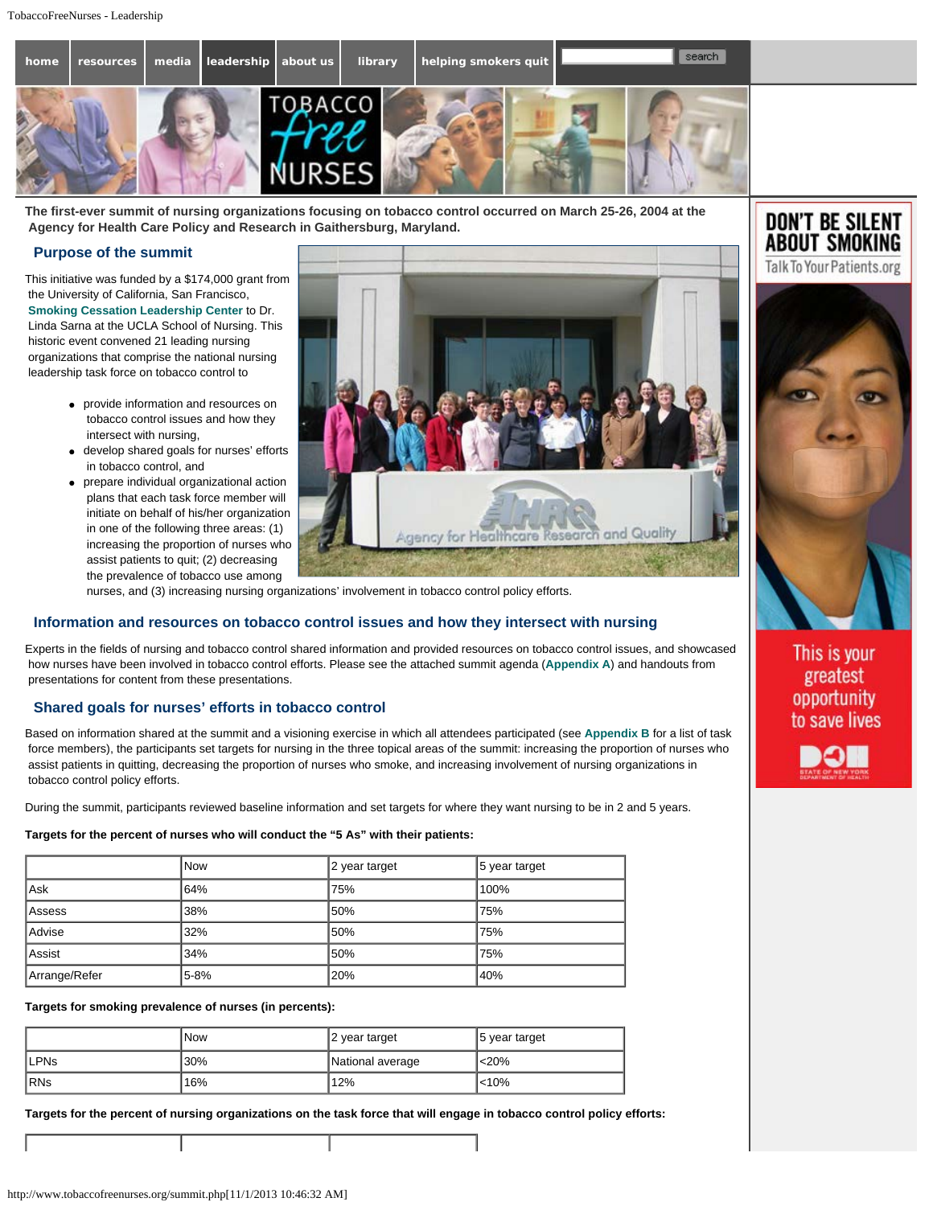home | resources | media | leadership | about us | library | helping smokers quit

**The first-ever summit of nursing organizations focusing on tobacco control occurred on March 25-26, 2004 at the Agency for Health Care Policy and Research in Gaithersburg, Maryland.**

## Purpose of the summit

This initiative was funded by a $174,000 grant from the University of California, San Francisco, **Smoking Cessation Leadership Center** to Dr. Linda Sarna at the UCLA School of Nursing. This historic event convened 21 leading nursing organizations that comprise the national nursing leadership task force on tobacco control to

- provide information and resources on tobacco control issues and how they intersect with nursing,
- develop shared goals for nurses' efforts in tobacco control, and
- prepare individual organizational action plans that each task force member will initiate on behalf of his/her organization in one of the following three areas: (1) increasing the proportion of nurses who assist patients to quit; (2) decreasing the prevalence of tobacco use among nurses, and (3) increasing nursing organizations' involvement in tobacco control policy efforts.

## Information and resources on tobacco control issues and how they intersect with nursing

Experts in the fields of nursing and tobacco control shared information and provided resources on tobacco control issues, and showcased how nurses have been involved in tobacco control efforts. Please see the attached summit agenda (**Appendix A**) and handouts from presentations for content from these presentations.

## Shared goals for nurses' efforts in tobacco control

Based on information shared at the summit and a visioning exercise in which all attendees participated (see **Appendix B** for a list of task force members), the participants set targets for nursing in the three topical areas of the summit: increasing the proportion of nurses who assist patients in quitting, decreasing the proportion of nurses who smoke, and increasing involvement of nursing organizations in tobacco control policy efforts.

During the summit, participants reviewed baseline information and set targets for where they want nursing to be in 2 and 5 years.

**Targets for the percent of nurses who will conduct the "5 As" with their patients:**

| | Now | 2 year target | 5 year target |
|---|---|---|---|
| Ask | 64% | 75% | 100% |
| Assess | 38% | 50% | 75% |
| Advise | 32% | 50% | 75% |
| Assist | 34% | 50% | 75% |
| Arrange/Refer | 5-8% | 20% | 40% |

**Targets for smoking prevalence of nurses (in percents):**

| | Now | 2 year target | 5 year target |
|---|---|---|---|
| LPNs | 30% | National average | <20% |
| RNs | 16% | 12% | <10% |

**Targets for the percent of nursing organizations on the task force that will engage in tobacco control policy efforts:**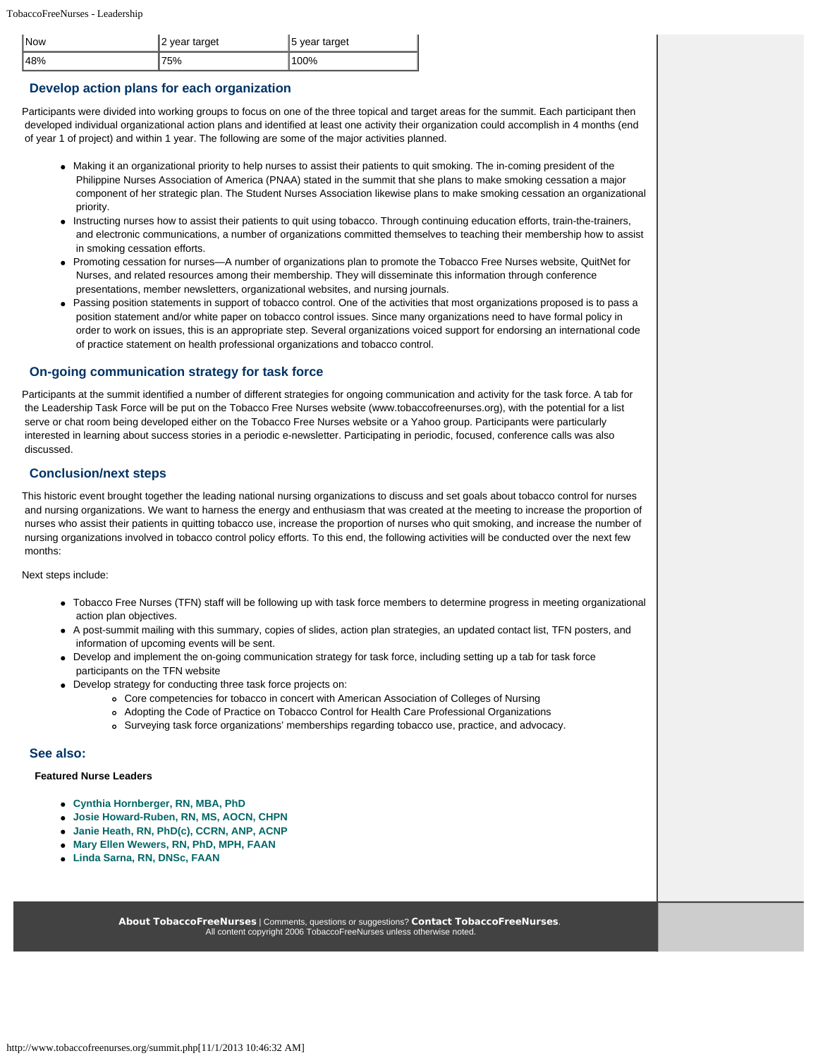| Now | 2 year target | 5 year target |
| --- | --- | --- |
| 48% | 75% | 100% |

### Develop action plans for each organization

Participants were divided into working groups to focus on one of the three topical and target areas for the summit. Each participant then developed individual organizational action plans and identified at least one action activity their organization could accomplish in 4 months (end of year 1 of project) and within 1 year. The following are some of the major activities planned.

- Making it an organizational priority to help nurses to assist their patients to quit smoking. The in-coming president of the Philippine Nurses Association of America (PNAA) stated in the summit that she plans to make smoking cessation a major component of her strategic plan. The Student Nurses Association likewise plans to make smoking cessation an organizational priority.
- Instructing nurses how to assist their patients to quit using tobacco. Through continuing education efforts, train-the-trainers, and electronic communications, a number of organizations committed themselves to teaching their membership how to assist in smoking cessation efforts.
- Promoting cessation for nurses—A number of organizations plan to promote the Tobacco Free Nurses website, QuitNet for Nurses, and related resources among their membership. They will disseminate this information through conference presentations, member newsletters, organizational websites, and nursing journals.
- Passing position statements in support of tobacco control. One of the activities that most organizations proposed is to pass a position statement and/or white paper on tobacco control issues. Since many organizations need to have formal policy in order to work on issues, this is an appropriate step. Several organizations voiced support for endorsing an international code of practice statement on health professional organizations and tobacco control.

### On-going communication strategy for task force

Participants at the summit identified a number of different strategies for ongoing communication and activity for the task force. A tab for the Leadership Task Force will be put on the Tobacco Free Nurses website (www.tobaccofreenurses.org), with the potential for a list serve or chat room being developed either on the Tobacco Free Nurses website or a Yahoo group. Participants were particularly interested in learning about success stories in a periodic e-newsletter. Participating in periodic, focused, conference calls was also discussed.

### Conclusion/next steps

This historic event brought together the leading national nursing organizations to discuss and set goals about tobacco control for nurses and nursing organizations. We want to harness the energy and enthusiasm that was created at the meeting to increase the proportion of nurses who assist their patients in quitting tobacco use, increase the proportion of nurses who quit smoking, and increase the number of nursing organizations involved in tobacco control policy efforts. To this end, the following activities will be conducted over the next few months:

Next steps include:

- Tobacco Free Nurses (TFN) staff will be following up with task force members to determine progress in meeting organizational action plan objectives.
- A post-summit mailing with this summary, copies of slides, action plan strategies, an updated contact list, TFN posters, and information of upcoming events will be sent.
- Develop and implement the on-going communication strategy for task force, including setting up a tab for task force participants on the TFN website
- Develop strategy for conducting three task force projects on:
  - Core competencies for tobacco in concert with American Association of Colleges of Nursing
  - Adopting the Code of Practice on Tobacco Control for Health Care Professional Organizations
  - Surveying task force organizations' memberships regarding tobacco use, practice, and advocacy.

### See also:

**Featured Nurse Leaders**

- **Cynthia Hornberger, RN, MBA, PhD**
- **Josie Howard-Ruben, RN, MS, AOCN, CHPN**
- **Janie Heath, RN, PhD(c), CCRN, ANP, ACNP**
- **Mary Ellen Wewers, RN, PhD, MPH, FAAN**
- **Linda Sarna, RN, DNSc, FAAN**

**About TobaccoFreeNurses** | Comments, questions or suggestions? **Contact TobaccoFreeNurses**.
All content copyright 2006 TobaccoFreeNurses unless otherwise noted.